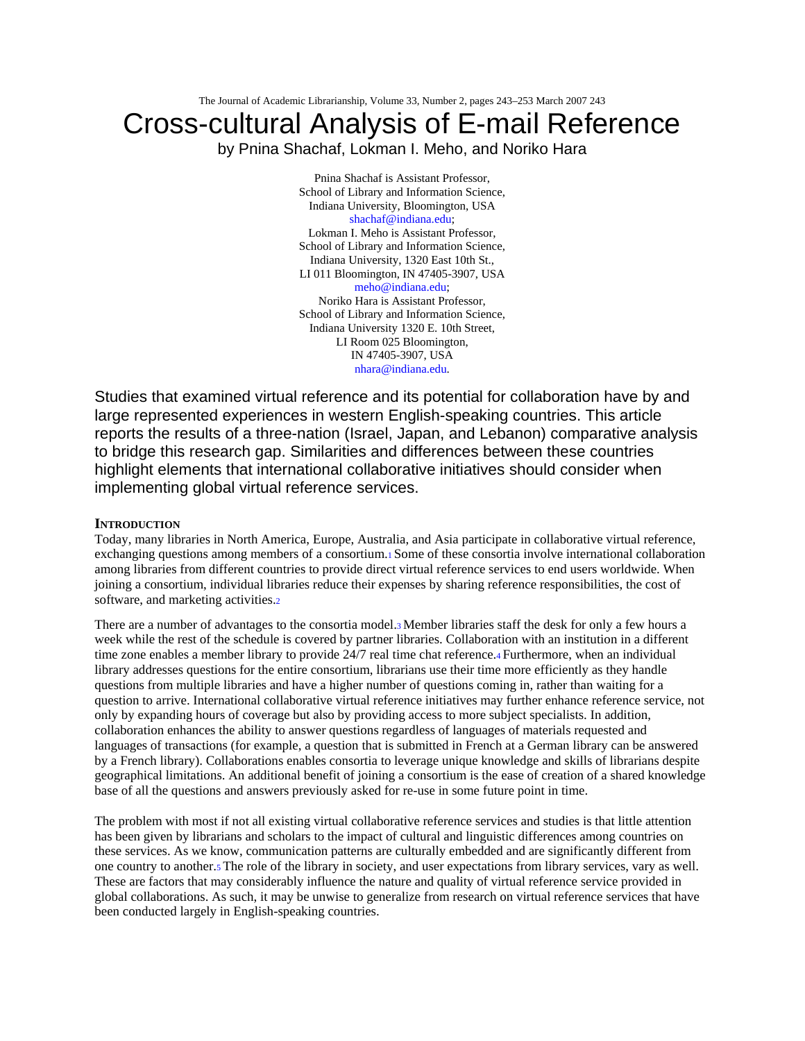# Cross-cultural Analysis of E-mail Reference

by Pnina Shachaf, Lokman I. Meho, and Noriko Hara

Pnina Shachaf is Assistant Professor,
School of Library and Information Science,
Indiana University, Bloomington, USA
shachaf@indiana.edu;
Lokman I. Meho is Assistant Professor,
School of Library and Information Science,
Indiana University, 1320 East 10th St.,
LI 011 Bloomington, IN 47405-3907, USA
meho@indiana.edu;
Noriko Hara is Assistant Professor,
School of Library and Information Science,
Indiana University 1320 E. 10th Street,
LI Room 025 Bloomington,
IN 47405-3907, USA
nhara@indiana.edu.

Studies that examined virtual reference and its potential for collaboration have by and large represented experiences in western English-speaking countries. This article reports the results of a three-nation (Israel, Japan, and Lebanon) comparative analysis to bridge this research gap. Similarities and differences between these countries highlight elements that international collaborative initiatives should consider when implementing global virtual reference services.

## Introduction

Today, many libraries in North America, Europe, Australia, and Asia participate in collaborative virtual reference, exchanging questions among members of a consortium.[1] Some of these consortia involve international collaboration among libraries from different countries to provide direct virtual reference services to end users worldwide. When joining a consortium, individual libraries reduce their expenses by sharing reference responsibilities, the cost of software, and marketing activities.[2]

There are a number of advantages to the consortia model.[3] Member libraries staff the desk for only a few hours a week while the rest of the schedule is covered by partner libraries. Collaboration with an institution in a different time zone enables a member library to provide 24/7 real time chat reference.[4] Furthermore, when an individual library addresses questions for the entire consortium, librarians use their time more efficiently as they handle questions from multiple libraries and have a higher number of questions coming in, rather than waiting for a question to arrive. International collaborative virtual reference initiatives may further enhance reference service, not only by expanding hours of coverage but also by providing access to more subject specialists. In addition, collaboration enhances the ability to answer questions regardless of languages of materials requested and languages of transactions (for example, a question that is submitted in French at a German library can be answered by a French library). Collaborations enables consortia to leverage unique knowledge and skills of librarians despite geographical limitations. An additional benefit of joining a consortium is the ease of creation of a shared knowledge base of all the questions and answers previously asked for re-use in some future point in time.

The problem with most if not all existing virtual collaborative reference services and studies is that little attention has been given by librarians and scholars to the impact of cultural and linguistic differences among countries on these services. As we know, communication patterns are culturally embedded and are significantly different from one country to another.[5] The role of the library in society, and user expectations from library services, vary as well. These are factors that may considerably influence the nature and quality of virtual reference service provided in global collaborations. As such, it may be unwise to generalize from research on virtual reference services that have been conducted largely in English-speaking countries.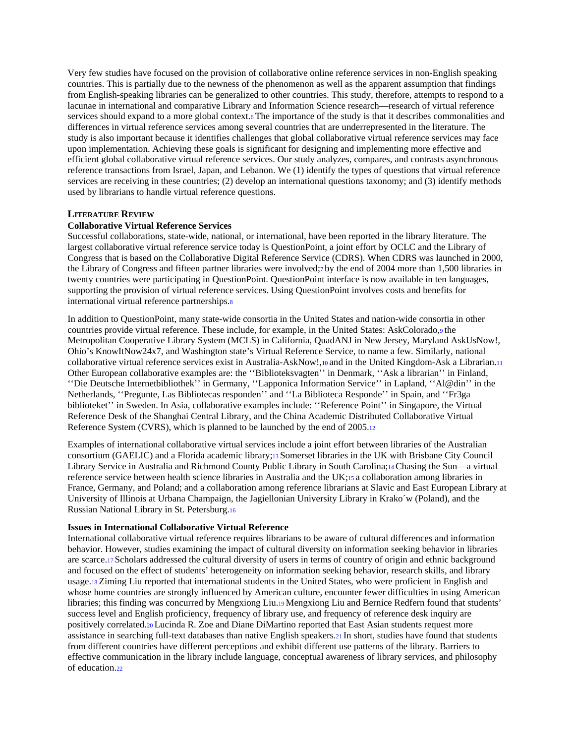Very few studies have focused on the provision of collaborative online reference services in non-English speaking countries. This is partially due to the newness of the phenomenon as well as the apparent assumption that findings from English-speaking libraries can be generalized to other countries. This study, therefore, attempts to respond to a lacunae in international and comparative Library and Information Science research—research of virtual reference services should expand to a more global context.[6] The importance of the study is that it describes commonalities and differences in virtual reference services among several countries that are underrepresented in the literature. The study is also important because it identifies challenges that global collaborative virtual reference services may face upon implementation. Achieving these goals is significant for designing and implementing more effective and efficient global collaborative virtual reference services. Our study analyzes, compares, and contrasts asynchronous reference transactions from Israel, Japan, and Lebanon. We (1) identify the types of questions that virtual reference services are receiving in these countries; (2) develop an international questions taxonomy; and (3) identify methods used by librarians to handle virtual reference questions.

## Literature Review

### Collaborative Virtual Reference Services

Successful collaborations, state-wide, national, or international, have been reported in the library literature. The largest collaborative virtual reference service today is QuestionPoint, a joint effort by OCLC and the Library of Congress that is based on the Collaborative Digital Reference Service (CDRS). When CDRS was launched in 2000, the Library of Congress and fifteen partner libraries were involved;[7] by the end of 2004 more than 1,500 libraries in twenty countries were participating in QuestionPoint. QuestionPoint interface is now available in ten languages, supporting the provision of virtual reference services. Using QuestionPoint involves costs and benefits for international virtual reference partnerships.[8]

In addition to QuestionPoint, many state-wide consortia in the United States and nation-wide consortia in other countries provide virtual reference. These include, for example, in the United States: AskColorado,[9] the Metropolitan Cooperative Library System (MCLS) in California, QuadANJ in New Jersey, Maryland AskUsNow!, Ohio's KnowItNow24x7, and Washington state's Virtual Reference Service, to name a few. Similarly, national collaborative virtual reference services exist in Australia-AskNow!,[10] and in the United Kingdom-Ask a Librarian.[11] Other European collaborative examples are: the ''Biblioteksvagten'' in Denmark, ''Ask a librarian'' in Finland, ''Die Deutsche Internetbibliothek'' in Germany, ''Lapponica Information Service'' in Lapland, ''Al@din'' in the Netherlands, ''Pregunte, Las Bibliotecas responden'' and ''La Biblioteca Responde'' in Spain, and ''Fr3ga biblioteket'' in Sweden. In Asia, collaborative examples include: ''Reference Point'' in Singapore, the Virtual Reference Desk of the Shanghai Central Library, and the China Academic Distributed Collaborative Virtual Reference System (CVRS), which is planned to be launched by the end of 2005.[12]

Examples of international collaborative virtual services include a joint effort between libraries of the Australian consortium (GAELIC) and a Florida academic library;[13] Somerset libraries in the UK with Brisbane City Council Library Service in Australia and Richmond County Public Library in South Carolina;[14] Chasing the Sun—a virtual reference service between health science libraries in Australia and the UK;[15] a collaboration among libraries in France, Germany, and Poland; and a collaboration among reference librarians at Slavic and East European Library at University of Illinois at Urbana Champaign, the Jagiellonian University Library in Kraków (Poland), and the Russian National Library in St. Petersburg.[16]

### Issues in International Collaborative Virtual Reference

International collaborative virtual reference requires librarians to be aware of cultural differences and information behavior. However, studies examining the impact of cultural diversity on information seeking behavior in libraries are scarce.[17] Scholars addressed the cultural diversity of users in terms of country of origin and ethnic background and focused on the effect of students' heterogeneity on information seeking behavior, research skills, and library usage.[18] Ziming Liu reported that international students in the United States, who were proficient in English and whose home countries are strongly influenced by American culture, encounter fewer difficulties in using American libraries; this finding was concurred by Mengxiong Liu.[19] Mengxiong Liu and Bernice Redfern found that students' success level and English proficiency, frequency of library use, and frequency of reference desk inquiry are positively correlated.[20] Lucinda R. Zoe and Diane DiMartino reported that East Asian students request more assistance in searching full-text databases than native English speakers.[21] In short, studies have found that students from different countries have different perceptions and exhibit different use patterns of the library. Barriers to effective communication in the library include language, conceptual awareness of library services, and philosophy of education.[22]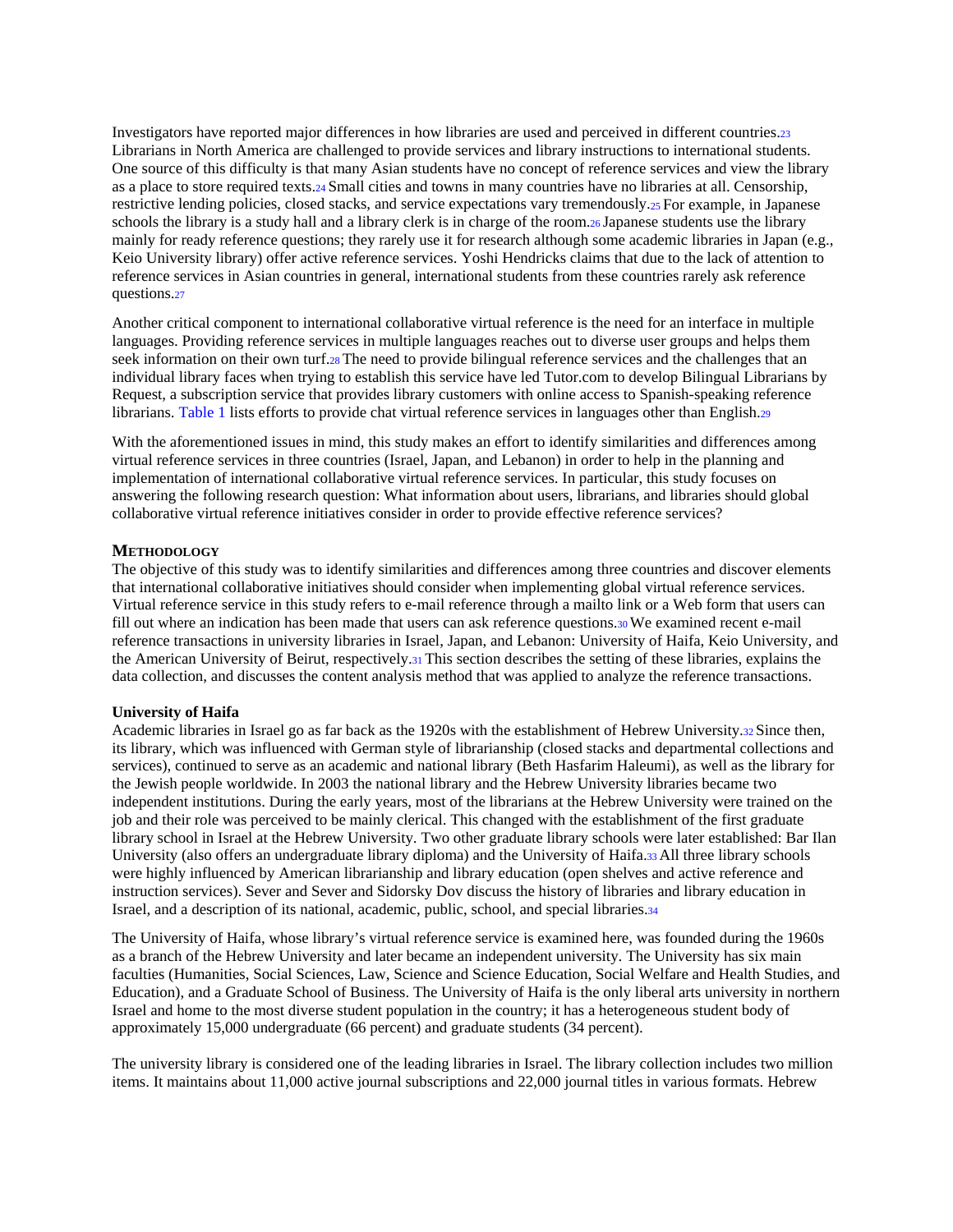Investigators have reported major differences in how libraries are used and perceived in different countries.[23] Librarians in North America are challenged to provide services and library instructions to international students. One source of this difficulty is that many Asian students have no concept of reference services and view the library as a place to store required texts.[24] Small cities and towns in many countries have no libraries at all. Censorship, restrictive lending policies, closed stacks, and service expectations vary tremendously.[25] For example, in Japanese schools the library is a study hall and a library clerk is in charge of the room.[26] Japanese students use the library mainly for ready reference questions; they rarely use it for research although some academic libraries in Japan (e.g., Keio University library) offer active reference services. Yoshi Hendricks claims that due to the lack of attention to reference services in Asian countries in general, international students from these countries rarely ask reference questions.[27]

Another critical component to international collaborative virtual reference is the need for an interface in multiple languages. Providing reference services in multiple languages reaches out to diverse user groups and helps them seek information on their own turf.[28] The need to provide bilingual reference services and the challenges that an individual library faces when trying to establish this service have led Tutor.com to develop Bilingual Librarians by Request, a subscription service that provides library customers with online access to Spanish-speaking reference librarians. Table 1 lists efforts to provide chat virtual reference services in languages other than English.[29]

With the aforementioned issues in mind, this study makes an effort to identify similarities and differences among virtual reference services in three countries (Israel, Japan, and Lebanon) in order to help in the planning and implementation of international collaborative virtual reference services. In particular, this study focuses on answering the following research question: What information about users, librarians, and libraries should global collaborative virtual reference initiatives consider in order to provide effective reference services?

## Methodology

The objective of this study was to identify similarities and differences among three countries and discover elements that international collaborative initiatives should consider when implementing global virtual reference services. Virtual reference service in this study refers to e-mail reference through a mailto link or a Web form that users can fill out where an indication has been made that users can ask reference questions.[30] We examined recent e-mail reference transactions in university libraries in Israel, Japan, and Lebanon: University of Haifa, Keio University, and the American University of Beirut, respectively.[31] This section describes the setting of these libraries, explains the data collection, and discusses the content analysis method that was applied to analyze the reference transactions.

### University of Haifa

Academic libraries in Israel go as far back as the 1920s with the establishment of Hebrew University.[32] Since then, its library, which was influenced with German style of librarianship (closed stacks and departmental collections and services), continued to serve as an academic and national library (Beth Hasfarim Haleumi), as well as the library for the Jewish people worldwide. In 2003 the national library and the Hebrew University libraries became two independent institutions. During the early years, most of the librarians at the Hebrew University were trained on the job and their role was perceived to be mainly clerical. This changed with the establishment of the first graduate library school in Israel at the Hebrew University. Two other graduate library schools were later established: Bar Ilan University (also offers an undergraduate library diploma) and the University of Haifa.[33] All three library schools were highly influenced by American librarianship and library education (open shelves and active reference and instruction services). Sever and Sever and Sidorsky Dov discuss the history of libraries and library education in Israel, and a description of its national, academic, public, school, and special libraries.[34]

The University of Haifa, whose library's virtual reference service is examined here, was founded during the 1960s as a branch of the Hebrew University and later became an independent university. The University has six main faculties (Humanities, Social Sciences, Law, Science and Science Education, Social Welfare and Health Studies, and Education), and a Graduate School of Business. The University of Haifa is the only liberal arts university in northern Israel and home to the most diverse student population in the country; it has a heterogeneous student body of approximately 15,000 undergraduate (66 percent) and graduate students (34 percent).

The university library is considered one of the leading libraries in Israel. The library collection includes two million items. It maintains about 11,000 active journal subscriptions and 22,000 journal titles in various formats. Hebrew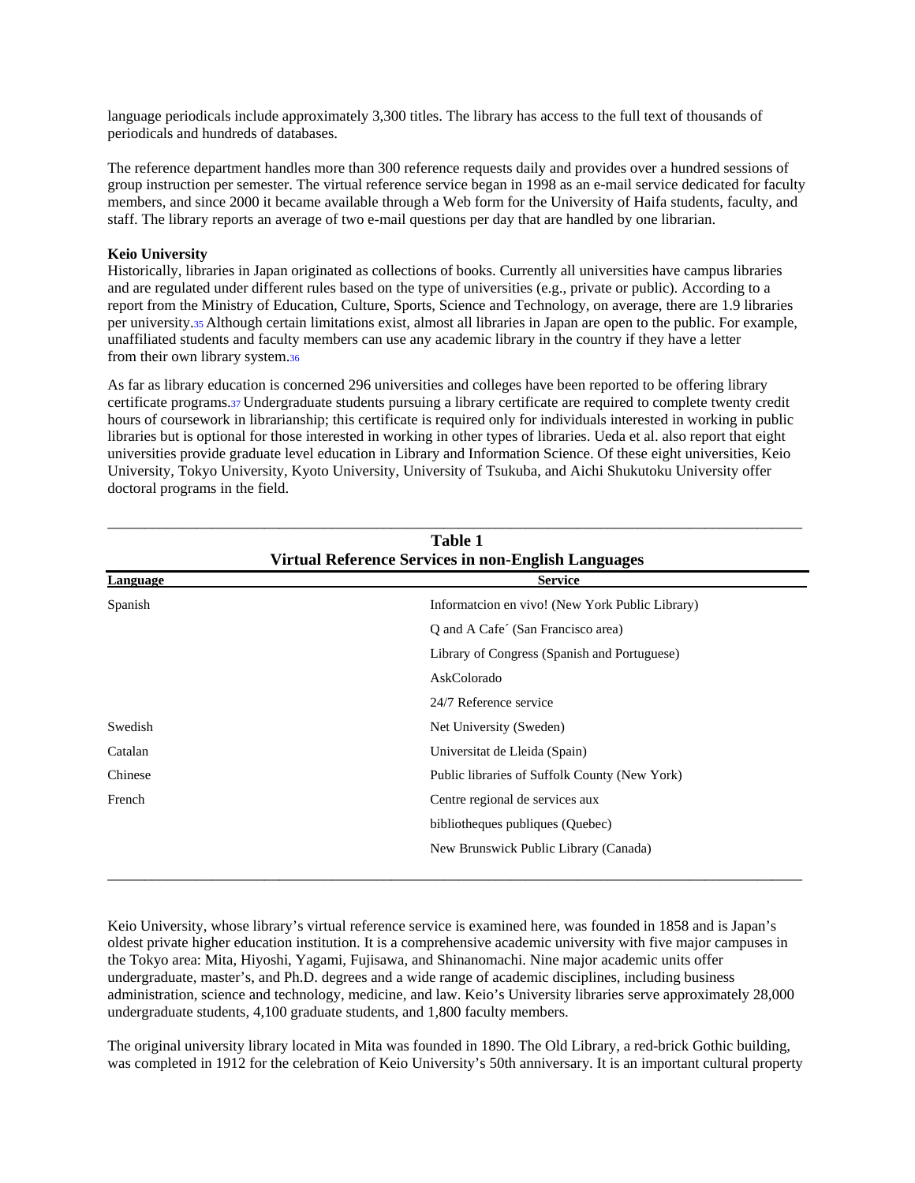language periodicals include approximately 3,300 titles. The library has access to the full text of thousands of periodicals and hundreds of databases.

The reference department handles more than 300 reference requests daily and provides over a hundred sessions of group instruction per semester. The virtual reference service began in 1998 as an e-mail service dedicated for faculty members, and since 2000 it became available through a Web form for the University of Haifa students, faculty, and staff. The library reports an average of two e-mail questions per day that are handled by one librarian.

**Keio University**

Historically, libraries in Japan originated as collections of books. Currently all universities have campus libraries and are regulated under different rules based on the type of universities (e.g., private or public). According to a report from the Ministry of Education, Culture, Sports, Science and Technology, on average, there are 1.9 libraries per university.[35] Although certain limitations exist, almost all libraries in Japan are open to the public. For example, unaffiliated students and faculty members can use any academic library in the country if they have a letter from their own library system.[36]

As far as library education is concerned 296 universities and colleges have been reported to be offering library certificate programs.[37] Undergraduate students pursuing a library certificate are required to complete twenty credit hours of coursework in librarianship; this certificate is required only for individuals interested in working in public libraries but is optional for those interested in working in other types of libraries. Ueda et al. also report that eight universities provide graduate level education in Library and Information Science. Of these eight universities, Keio University, Tokyo University, Kyoto University, University of Tsukuba, and Aichi Shukutoku University offer doctoral programs in the field.

**Table 1**
**Virtual Reference Services in non-English Languages**

| Language | Service |
|---|---|
| Spanish | Informatcion en vivo! (New York Public Library) |
| | Q and A Cafe´ (San Francisco area) |
| | Library of Congress (Spanish and Portuguese) |
| | AskColorado |
| | 24/7 Reference service |
| Swedish | Net University (Sweden) |
| Catalan | Universitat de Lleida (Spain) |
| Chinese | Public libraries of Suffolk County (New York) |
| French | Centre regional de services aux bibliotheques publiques (Quebec) |
| | New Brunswick Public Library (Canada) |

Keio University, whose library's virtual reference service is examined here, was founded in 1858 and is Japan's oldest private higher education institution. It is a comprehensive academic university with five major campuses in the Tokyo area: Mita, Hiyoshi, Yagami, Fujisawa, and Shinanomachi. Nine major academic units offer undergraduate, master's, and Ph.D. degrees and a wide range of academic disciplines, including business administration, science and technology, medicine, and law. Keio's University libraries serve approximately 28,000 undergraduate students, 4,100 graduate students, and 1,800 faculty members.

The original university library located in Mita was founded in 1890. The Old Library, a red-brick Gothic building, was completed in 1912 for the celebration of Keio University's 50th anniversary. It is an important cultural property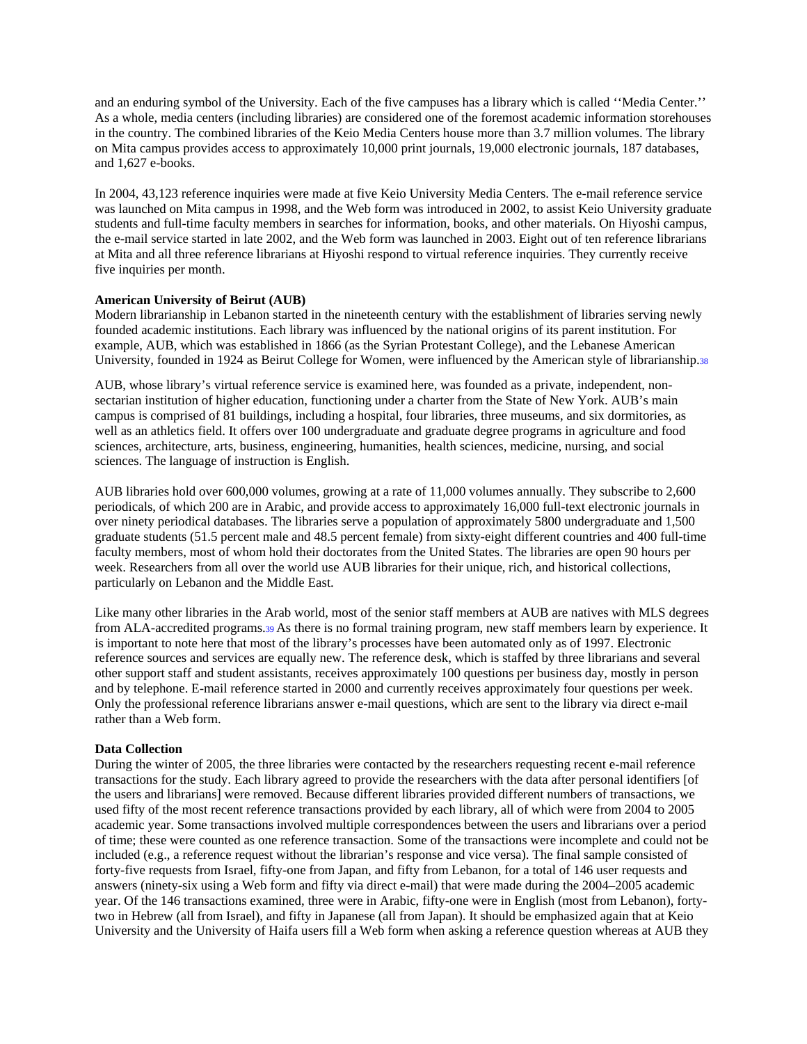and an enduring symbol of the University. Each of the five campuses has a library which is called ''Media Center.'' As a whole, media centers (including libraries) are considered one of the foremost academic information storehouses in the country. The combined libraries of the Keio Media Centers house more than 3.7 million volumes. The library on Mita campus provides access to approximately 10,000 print journals, 19,000 electronic journals, 187 databases, and 1,627 e-books.

In 2004, 43,123 reference inquiries were made at five Keio University Media Centers. The e-mail reference service was launched on Mita campus in 1998, and the Web form was introduced in 2002, to assist Keio University graduate students and full-time faculty members in searches for information, books, and other materials. On Hiyoshi campus, the e-mail service started in late 2002, and the Web form was launched in 2003. Eight out of ten reference librarians at Mita and all three reference librarians at Hiyoshi respond to virtual reference inquiries. They currently receive five inquiries per month.

**American University of Beirut (AUB)**

Modern librarianship in Lebanon started in the nineteenth century with the establishment of libraries serving newly founded academic institutions. Each library was influenced by the national origins of its parent institution. For example, AUB, which was established in 1866 (as the Syrian Protestant College), and the Lebanese American University, founded in 1924 as Beirut College for Women, were influenced by the American style of librarianship.[38]

AUB, whose library's virtual reference service is examined here, was founded as a private, independent, non-sectarian institution of higher education, functioning under a charter from the State of New York. AUB's main campus is comprised of 81 buildings, including a hospital, four libraries, three museums, and six dormitories, as well as an athletics field. It offers over 100 undergraduate and graduate degree programs in agriculture and food sciences, architecture, arts, business, engineering, humanities, health sciences, medicine, nursing, and social sciences. The language of instruction is English.

AUB libraries hold over 600,000 volumes, growing at a rate of 11,000 volumes annually. They subscribe to 2,600 periodicals, of which 200 are in Arabic, and provide access to approximately 16,000 full-text electronic journals in over ninety periodical databases. The libraries serve a population of approximately 5800 undergraduate and 1,500 graduate students (51.5 percent male and 48.5 percent female) from sixty-eight different countries and 400 full-time faculty members, most of whom hold their doctorates from the United States. The libraries are open 90 hours per week. Researchers from all over the world use AUB libraries for their unique, rich, and historical collections, particularly on Lebanon and the Middle East.

Like many other libraries in the Arab world, most of the senior staff members at AUB are natives with MLS degrees from ALA-accredited programs.[39] As there is no formal training program, new staff members learn by experience. It is important to note here that most of the library's processes have been automated only as of 1997. Electronic reference sources and services are equally new. The reference desk, which is staffed by three librarians and several other support staff and student assistants, receives approximately 100 questions per business day, mostly in person and by telephone. E-mail reference started in 2000 and currently receives approximately four questions per week. Only the professional reference librarians answer e-mail questions, which are sent to the library via direct e-mail rather than a Web form.

**Data Collection**

During the winter of 2005, the three libraries were contacted by the researchers requesting recent e-mail reference transactions for the study. Each library agreed to provide the researchers with the data after personal identifiers [of the users and librarians] were removed. Because different libraries provided different numbers of transactions, we used fifty of the most recent reference transactions provided by each library, all of which were from 2004 to 2005 academic year. Some transactions involved multiple correspondences between the users and librarians over a period of time; these were counted as one reference transaction. Some of the transactions were incomplete and could not be included (e.g., a reference request without the librarian's response and vice versa). The final sample consisted of forty-five requests from Israel, fifty-one from Japan, and fifty from Lebanon, for a total of 146 user requests and answers (ninety-six using a Web form and fifty via direct e-mail) that were made during the 2004–2005 academic year. Of the 146 transactions examined, three were in Arabic, fifty-one were in English (most from Lebanon), forty-two in Hebrew (all from Israel), and fifty in Japanese (all from Japan). It should be emphasized again that at Keio University and the University of Haifa users fill a Web form when asking a reference question whereas at AUB they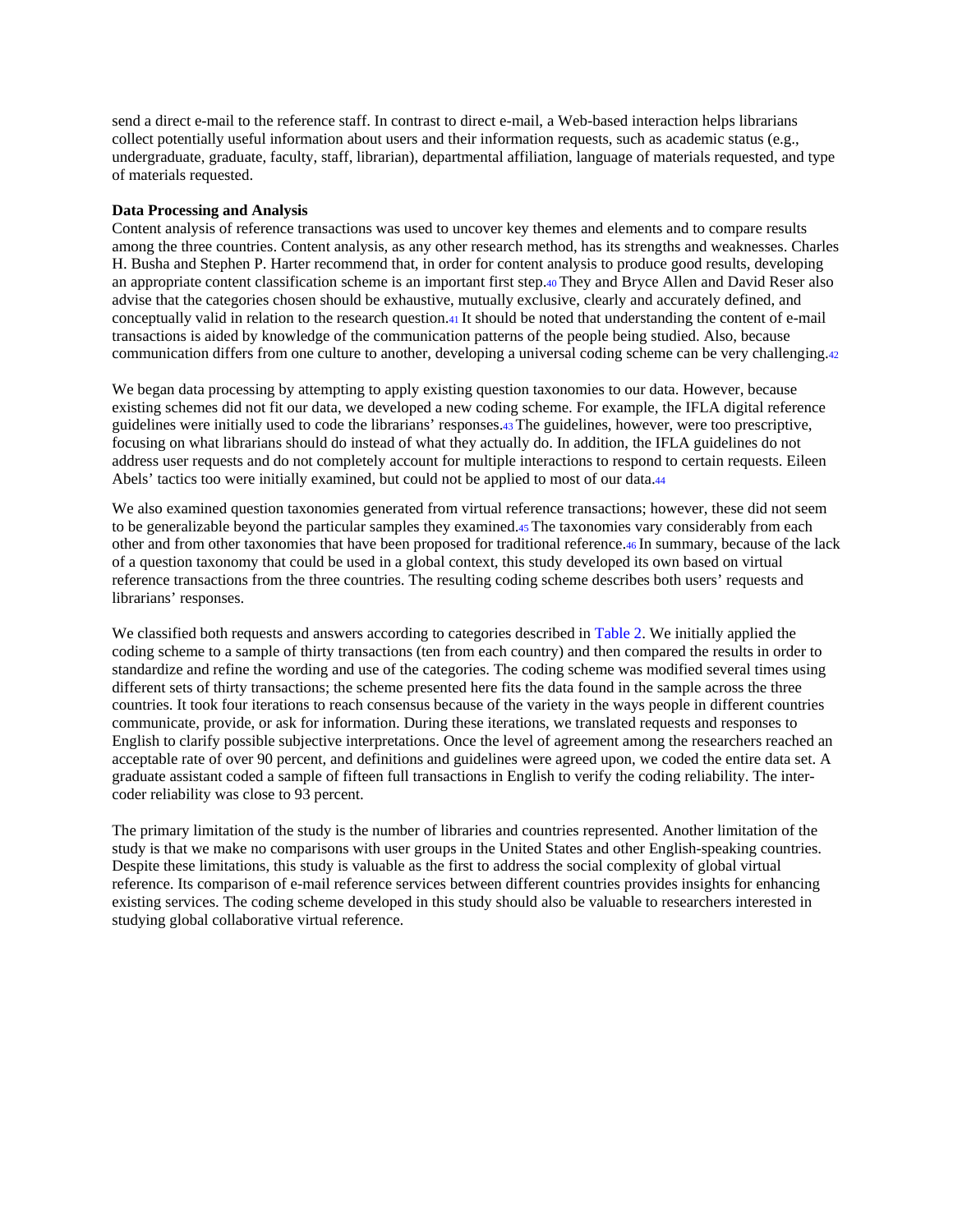send a direct e-mail to the reference staff. In contrast to direct e-mail, a Web-based interaction helps librarians collect potentially useful information about users and their information requests, such as academic status (e.g., undergraduate, graduate, faculty, staff, librarian), departmental affiliation, language of materials requested, and type of materials requested.

**Data Processing and Analysis**

Content analysis of reference transactions was used to uncover key themes and elements and to compare results among the three countries. Content analysis, as any other research method, has its strengths and weaknesses. Charles H. Busha and Stephen P. Harter recommend that, in order for content analysis to produce good results, developing an appropriate content classification scheme is an important first step.[40] They and Bryce Allen and David Reser also advise that the categories chosen should be exhaustive, mutually exclusive, clearly and accurately defined, and conceptually valid in relation to the research question.[41] It should be noted that understanding the content of e-mail transactions is aided by knowledge of the communication patterns of the people being studied. Also, because communication differs from one culture to another, developing a universal coding scheme can be very challenging.[42]

We began data processing by attempting to apply existing question taxonomies to our data. However, because existing schemes did not fit our data, we developed a new coding scheme. For example, the IFLA digital reference guidelines were initially used to code the librarians' responses.[43] The guidelines, however, were too prescriptive, focusing on what librarians should do instead of what they actually do. In addition, the IFLA guidelines do not address user requests and do not completely account for multiple interactions to respond to certain requests. Eileen Abels' tactics too were initially examined, but could not be applied to most of our data.[44]

We also examined question taxonomies generated from virtual reference transactions; however, these did not seem to be generalizable beyond the particular samples they examined.[45] The taxonomies vary considerably from each other and from other taxonomies that have been proposed for traditional reference.[46] In summary, because of the lack of a question taxonomy that could be used in a global context, this study developed its own based on virtual reference transactions from the three countries. The resulting coding scheme describes both users' requests and librarians' responses.

We classified both requests and answers according to categories described in Table 2. We initially applied the coding scheme to a sample of thirty transactions (ten from each country) and then compared the results in order to standardize and refine the wording and use of the categories. The coding scheme was modified several times using different sets of thirty transactions; the scheme presented here fits the data found in the sample across the three countries. It took four iterations to reach consensus because of the variety in the ways people in different countries communicate, provide, or ask for information. During these iterations, we translated requests and responses to English to clarify possible subjective interpretations. Once the level of agreement among the researchers reached an acceptable rate of over 90 percent, and definitions and guidelines were agreed upon, we coded the entire data set. A graduate assistant coded a sample of fifteen full transactions in English to verify the coding reliability. The inter-coder reliability was close to 93 percent.

The primary limitation of the study is the number of libraries and countries represented. Another limitation of the study is that we make no comparisons with user groups in the United States and other English-speaking countries. Despite these limitations, this study is valuable as the first to address the social complexity of global virtual reference. Its comparison of e-mail reference services between different countries provides insights for enhancing existing services. The coding scheme developed in this study should also be valuable to researchers interested in studying global collaborative virtual reference.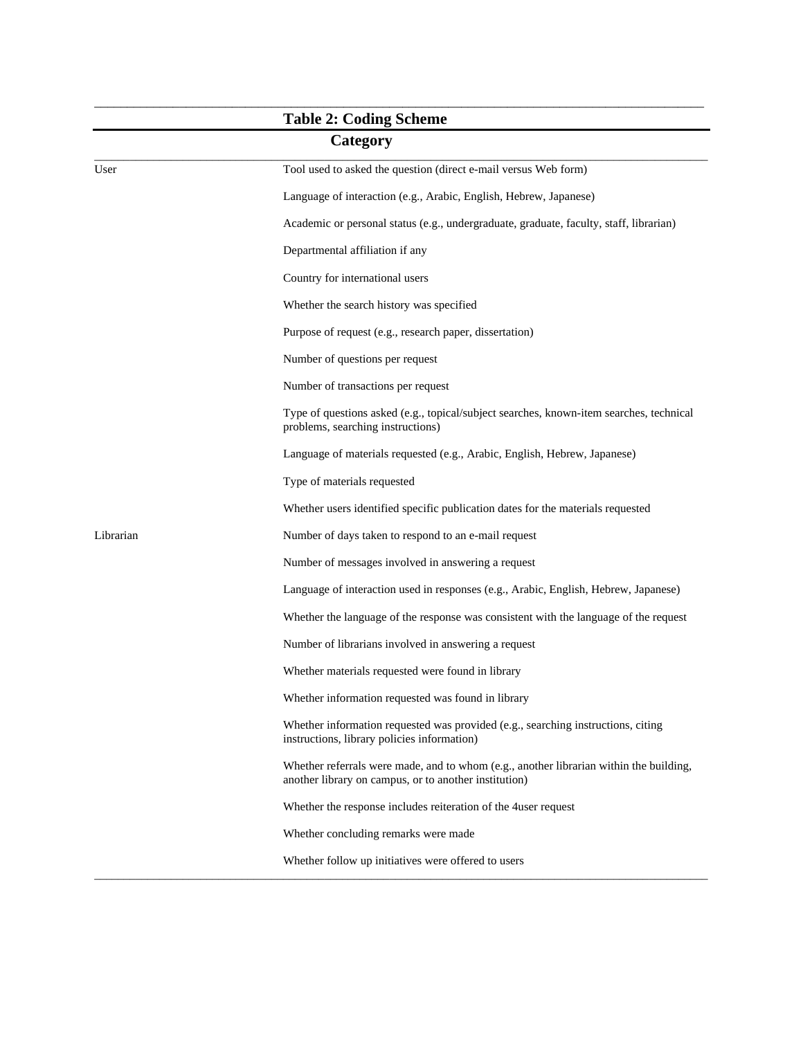**Table 2: Coding Scheme**

| Category | |
|---|---|
| User | Tool used to asked the question (direct e-mail versus Web form) |
| | Language of interaction (e.g., Arabic, English, Hebrew, Japanese) |
| | Academic or personal status (e.g., undergraduate, graduate, faculty, staff, librarian) |
| | Departmental affiliation if any |
| | Country for international users |
| | Whether the search history was specified |
| | Purpose of request (e.g., research paper, dissertation) |
| | Number of questions per request |
| | Number of transactions per request |
| | Type of questions asked (e.g., topical/subject searches, known-item searches, technical problems, searching instructions) |
| | Language of materials requested (e.g., Arabic, English, Hebrew, Japanese) |
| | Type of materials requested |
| | Whether users identified specific publication dates for the materials requested |
| Librarian | Number of days taken to respond to an e-mail request |
| | Number of messages involved in answering a request |
| | Language of interaction used in responses (e.g., Arabic, English, Hebrew, Japanese) |
| | Whether the language of the response was consistent with the language of the request |
| | Number of librarians involved in answering a request |
| | Whether materials requested were found in library |
| | Whether information requested was found in library |
| | Whether information requested was provided (e.g., searching instructions, citing instructions, library policies information) |
| | Whether referrals were made, and to whom (e.g., another librarian within the building, another library on campus, or to another institution) |
| | Whether the response includes reiteration of the 4user request |
| | Whether concluding remarks were made |
| | Whether follow up initiatives were offered to users |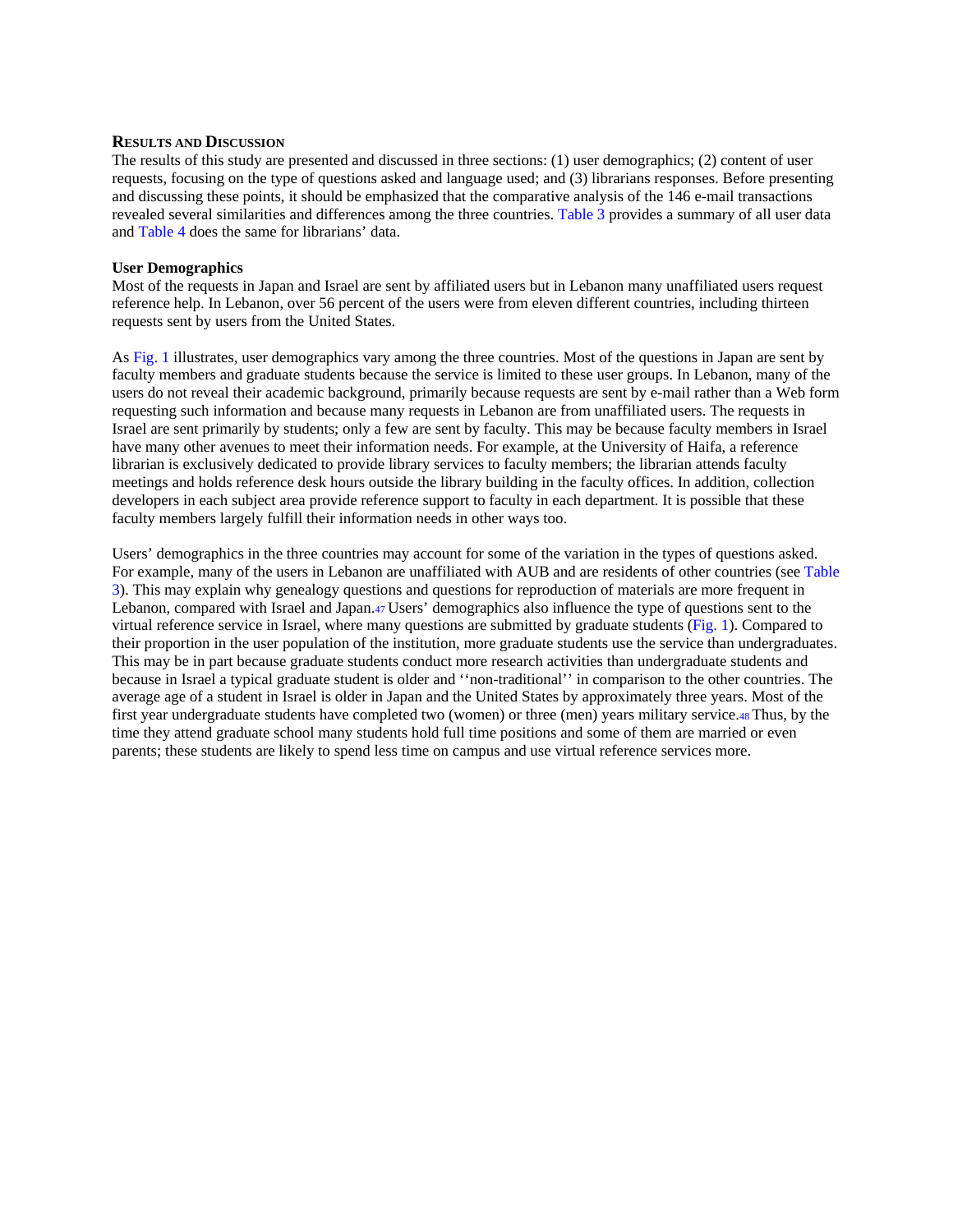## Results and Discussion

The results of this study are presented and discussed in three sections: (1) user demographics; (2) content of user requests, focusing on the type of questions asked and language used; and (3) librarians responses. Before presenting and discussing these points, it should be emphasized that the comparative analysis of the 146 e-mail transactions revealed several similarities and differences among the three countries. Table 3 provides a summary of all user data and Table 4 does the same for librarians' data.

### User Demographics

Most of the requests in Japan and Israel are sent by affiliated users but in Lebanon many unaffiliated users request reference help. In Lebanon, over 56 percent of the users were from eleven different countries, including thirteen requests sent by users from the United States.

As Fig. 1 illustrates, user demographics vary among the three countries. Most of the questions in Japan are sent by faculty members and graduate students because the service is limited to these user groups. In Lebanon, many of the users do not reveal their academic background, primarily because requests are sent by e-mail rather than a Web form requesting such information and because many requests in Lebanon are from unaffiliated users. The requests in Israel are sent primarily by students; only a few are sent by faculty. This may be because faculty members in Israel have many other avenues to meet their information needs. For example, at the University of Haifa, a reference librarian is exclusively dedicated to provide library services to faculty members; the librarian attends faculty meetings and holds reference desk hours outside the library building in the faculty offices. In addition, collection developers in each subject area provide reference support to faculty in each department. It is possible that these faculty members largely fulfill their information needs in other ways too.

Users' demographics in the three countries may account for some of the variation in the types of questions asked. For example, many of the users in Lebanon are unaffiliated with AUB and are residents of other countries (see Table 3). This may explain why genealogy questions and questions for reproduction of materials are more frequent in Lebanon, compared with Israel and Japan.[47] Users' demographics also influence the type of questions sent to the virtual reference service in Israel, where many questions are submitted by graduate students (Fig. 1). Compared to their proportion in the user population of the institution, more graduate students use the service than undergraduates. This may be in part because graduate students conduct more research activities than undergraduate students and because in Israel a typical graduate student is older and ''non-traditional'' in comparison to the other countries. The average age of a student in Israel is older in Japan and the United States by approximately three years. Most of the first year undergraduate students have completed two (women) or three (men) years military service.[48] Thus, by the time they attend graduate school many students hold full time positions and some of them are married or even parents; these students are likely to spend less time on campus and use virtual reference services more.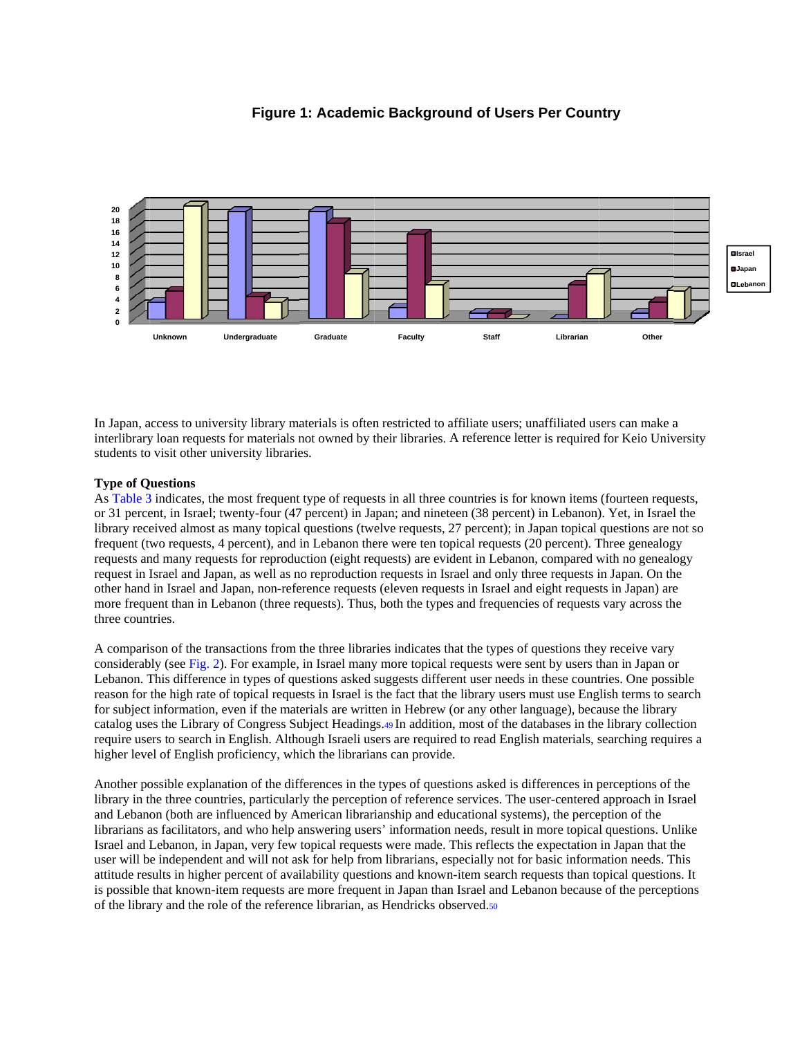**Figure 1: Academic Background of Users Per Country**

In Japan, access to university library materials is often restricted to affiliate users; unaffiliated users can make a interlibrary loan requests for materials not owned by their libraries. A reference letter is required for Keio University students to visit other university libraries.

### Type of Questions

As Table 3 indicates, the most frequent type of requests in all three countries is for known items (fourteen requests, or 31 percent, in Israel; twenty-four (47 percent) in Japan; and nineteen (38 percent) in Lebanon). Yet, in Israel the library received almost as many topical questions (twelve requests, 27 percent); in Japan topical questions are not so frequent (two requests, 4 percent), and in Lebanon there were ten topical requests (20 percent). Three genealogy requests and many requests for reproduction (eight requests) are evident in Lebanon, compared with no genealogy request in Israel and Japan, as well as no reproduction requests in Israel and only three requests in Japan. On the other hand in Israel and Japan, non-reference requests (eleven requests in Israel and eight requests in Japan) are more frequent than in Lebanon (three requests). Thus, both the types and frequencies of requests vary across the three countries.

A comparison of the transactions from the three libraries indicates that the types of questions they receive vary considerably (see Fig. 2). For example, in Israel many more topical requests were sent by users than in Japan or Lebanon. This difference in types of questions asked suggests different user needs in these countries. One possible reason for the high rate of topical requests in Israel is the fact that the library users must use English terms to search for subject information, even if the materials are written in Hebrew (or any other language), because the library catalog uses the Library of Congress Subject Headings.[49] In addition, most of the databases in the library collection require users to search in English. Although Israeli users are required to read English materials, searching requires a higher level of English proficiency, which the librarians can provide.

Another possible explanation of the differences in the types of questions asked is differences in perceptions of the library in the three countries, particularly the perception of reference services. The user-centered approach in Israel and Lebanon (both are influenced by American librarianship and educational systems), the perception of the librarians as facilitators, and who help answering users' information needs, result in more topical questions. Unlike Israel and Lebanon, in Japan, very few topical requests were made. This reflects the expectation in Japan that the user will be independent and will not ask for help from librarians, especially not for basic information needs. This attitude results in higher percent of availability questions and known-item search requests than topical questions. It is possible that known-item requests are more frequent in Japan than Israel and Lebanon because of the perceptions of the library and the role of the reference librarian, as Hendricks observed.[50]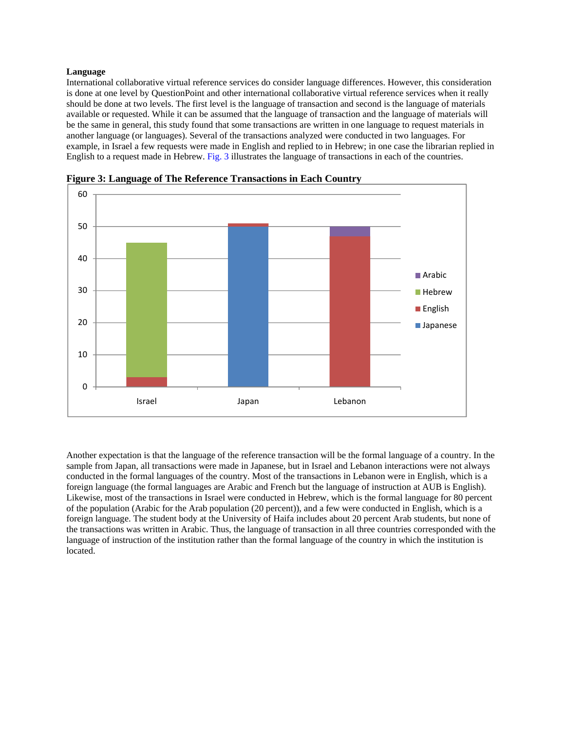**Language**

International collaborative virtual reference services do consider language differences. However, this consideration is done at one level by QuestionPoint and other international collaborative virtual reference services when it really should be done at two levels. The first level is the language of transaction and second is the language of materials available or requested. While it can be assumed that the language of transaction and the language of materials will be the same in general, this study found that some transactions are written in one language to request materials in another language (or languages). Several of the transactions analyzed were conducted in two languages. For example, in Israel a few requests were made in English and replied to in Hebrew; in one case the librarian replied in English to a request made in Hebrew. Fig. 3 illustrates the language of transactions in each of the countries.

**Figure 3: Language of The Reference Transactions in Each Country**

Another expectation is that the language of the reference transaction will be the formal language of a country. In the sample from Japan, all transactions were made in Japanese, but in Israel and Lebanon interactions were not always conducted in the formal languages of the country. Most of the transactions in Lebanon were in English, which is a foreign language (the formal languages are Arabic and French but the language of instruction at AUB is English). Likewise, most of the transactions in Israel were conducted in Hebrew, which is the formal language for 80 percent of the population (Arabic for the Arab population (20 percent)), and a few were conducted in English, which is a foreign language. The student body at the University of Haifa includes about 20 percent Arab students, but none of the transactions was written in Arabic. Thus, the language of transaction in all three countries corresponded with the language of instruction of the institution rather than the formal language of the country in which the institution is located.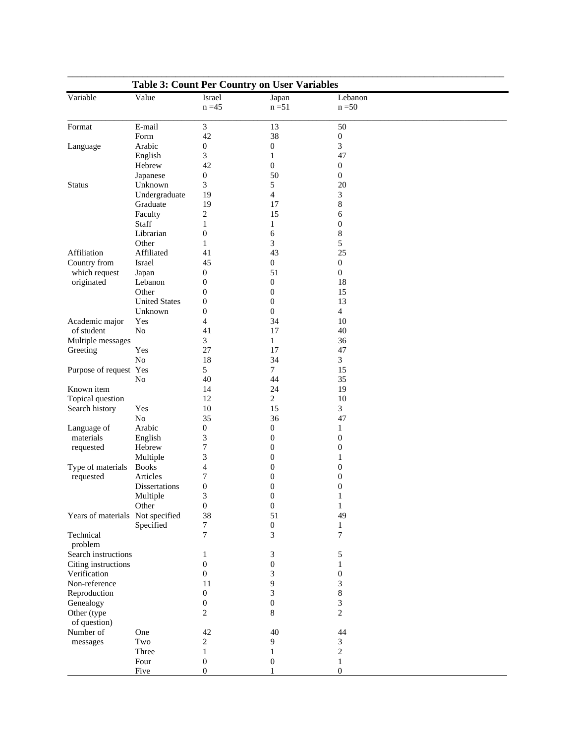**Table 3: Count Per Country on User Variables**

| Variable | Value | Israel n =45 | Japan n =51 | Lebanon n =50 |
|---|---|---|---|---|
| Format | E-mail | 3 | 13 | 50 |
| | Form | 42 | 38 | 0 |
| Language | Arabic | 0 | 0 | 3 |
| | English | 3 | 1 | 47 |
| | Hebrew | 42 | 0 | 0 |
| | Japanese | 0 | 50 | 0 |
| Status | Unknown | 3 | 5 | 20 |
| | Undergraduate | 19 | 4 | 3 |
| | Graduate | 19 | 17 | 8 |
| | Faculty | 2 | 15 | 6 |
| | Staff | 1 | 1 | 0 |
| | Librarian | 0 | 6 | 8 |
| | Other | 1 | 3 | 5 |
| Affiliation | Affiliated | 41 | 43 | 25 |
| Country from which request originated | Israel | 45 | 0 | 0 |
| | Japan | 0 | 51 | 0 |
| | Lebanon | 0 | 0 | 18 |
| | Other | 0 | 0 | 15 |
| | United States | 0 | 0 | 13 |
| | Unknown | 0 | 0 | 4 |
| Academic major of student | Yes | 4 | 34 | 10 |
| | No | 41 | 17 | 40 |
| Multiple messages | | 3 | 1 | 36 |
| Greeting | Yes | 27 | 17 | 47 |
| | No | 18 | 34 | 3 |
| Purpose of request | Yes | 5 | 7 | 15 |
| | No | 40 | 44 | 35 |
| Known item | | 14 | 24 | 19 |
| Topical question | | 12 | 2 | 10 |
| Search history | Yes | 10 | 15 | 3 |
| | No | 35 | 36 | 47 |
| Language of materials requested | Arabic | 0 | 0 | 1 |
| | English | 3 | 0 | 0 |
| | Hebrew | 7 | 0 | 0 |
| | Multiple | 3 | 0 | 1 |
| Type of materials requested | Books | 4 | 0 | 0 |
| | Articles | 7 | 0 | 0 |
| | Dissertations | 0 | 0 | 0 |
| | Multiple | 3 | 0 | 1 |
| | Other | 0 | 0 | 1 |
| Years of materials | Not specified | 38 | 51 | 49 |
| | Specified | 7 | 0 | 1 |
| Technical problem | | 7 | 3 | 7 |
| Search instructions | | 1 | 3 | 5 |
| Citing instructions | | 0 | 0 | 1 |
| Verification | | 0 | 3 | 0 |
| Non-reference | | 11 | 9 | 3 |
| Reproduction | | 0 | 3 | 8 |
| Genealogy | | 0 | 0 | 3 |
| Other (type of question) | | 2 | 8 | 2 |
| Number of messages | One | 42 | 40 | 44 |
| | Two | 2 | 9 | 3 |
| | Three | 1 | 1 | 2 |
| | Four | 0 | 0 | 1 |
| | Five | 0 | 1 | 0 |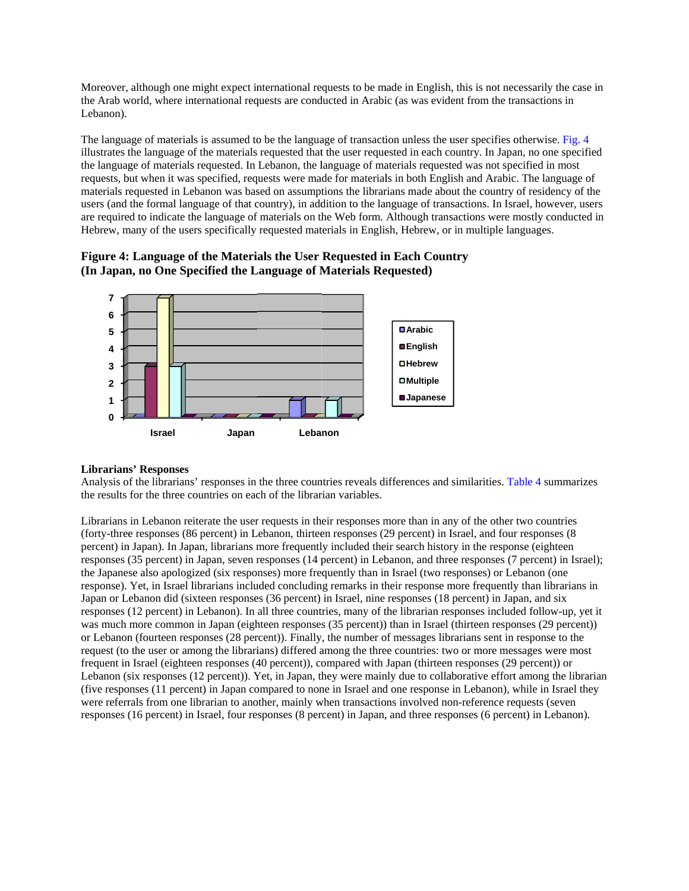Moreover, although one might expect international requests to be made in English, this is not necessarily the case in the Arab world, where international requests are conducted in Arabic (as was evident from the transactions in Lebanon).

The language of materials is assumed to be the language of transaction unless the user specifies otherwise. Fig. 4 illustrates the language of the materials requested that the user requested in each country. In Japan, no one specified the language of materials requested. In Lebanon, the language of materials requested was not specified in most requests, but when it was specified, requests were made for materials in both English and Arabic. The language of materials requested in Lebanon was based on assumptions the librarians made about the country of residency of the users (and the formal language of that country), in addition to the language of transactions. In Israel, however, users are required to indicate the language of materials on the Web form. Although transactions were mostly conducted in Hebrew, many of the users specifically requested materials in English, Hebrew, or in multiple languages.

**Figure 4: Language of the Materials the User Requested in Each Country (In Japan, no One Specified the Language of Materials Requested)**

| | Arabic | English | Hebrew | Multiple | Japanese |
|---|---|---|---|---|---|
| Israel | 0 | 3 | 7 | 3 | 0 |
| Japan | 0 | 0 | 0 | 0 | 0 |
| Lebanon | 1 | 0 | 0 | 1 | 0 |

**Librarians' Responses**
Analysis of the librarians' responses in the three countries reveals differences and similarities. Table 4 summarizes the results for the three countries on each of the librarian variables.

Librarians in Lebanon reiterate the user requests in their responses more than in any of the other two countries (forty-three responses (86 percent) in Lebanon, thirteen responses (29 percent) in Israel, and four responses (8 percent) in Japan). In Japan, librarians more frequently included their search history in the response (eighteen responses (35 percent) in Japan, seven responses (14 percent) in Lebanon, and three responses (7 percent) in Israel); the Japanese also apologized (six responses) more frequently than in Israel (two responses) or Lebanon (one response). Yet, in Israel librarians included concluding remarks in their response more frequently than librarians in Japan or Lebanon did (sixteen responses (36 percent) in Israel, nine responses (18 percent) in Japan, and six responses (12 percent) in Lebanon). In all three countries, many of the librarian responses included follow-up, yet it was much more common in Japan (eighteen responses (35 percent)) than in Israel (thirteen responses (29 percent)) or Lebanon (fourteen responses (28 percent)). Finally, the number of messages librarians sent in response to the request (to the user or among the librarians) differed among the three countries: two or more messages were most frequent in Israel (eighteen responses (40 percent)), compared with Japan (thirteen responses (29 percent)) or Lebanon (six responses (12 percent)). Yet, in Japan, they were mainly due to collaborative effort among the librarian (five responses (11 percent) in Japan compared to none in Israel and one response in Lebanon), while in Israel they were referrals from one librarian to another, mainly when transactions involved non-reference requests (seven responses (16 percent) in Israel, four responses (8 percent) in Japan, and three responses (6 percent) in Lebanon).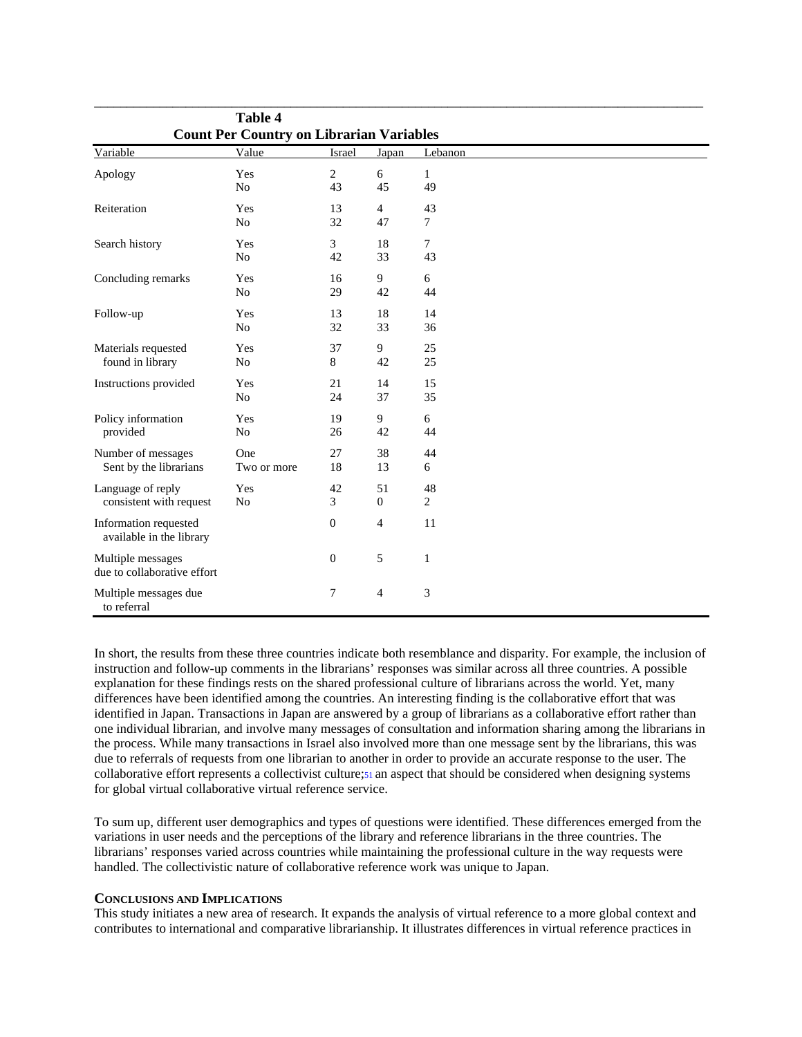**Table 4**
**Count Per Country on Librarian Variables**

| Variable | Value | Israel | Japan | Lebanon |
|---|---|---|---|---|
| Apology | Yes | 2 | 6 | 1 |
| | No | 43 | 45 | 49 |
| Reiteration | Yes | 13 | 4 | 43 |
| | No | 32 | 47 | 7 |
| Search history | Yes | 3 | 18 | 7 |
| | No | 42 | 33 | 43 |
| Concluding remarks | Yes | 16 | 9 | 6 |
| | No | 29 | 42 | 44 |
| Follow-up | Yes | 13 | 18 | 14 |
| | No | 32 | 33 | 36 |
| Materials requested found in library | Yes | 37 | 9 | 25 |
| | No | 8 | 42 | 25 |
| Instructions provided | Yes | 21 | 14 | 15 |
| | No | 24 | 37 | 35 |
| Policy information provided | Yes | 19 | 9 | 6 |
| | No | 26 | 42 | 44 |
| Number of messages Sent by the librarians | One | 27 | 38 | 44 |
| | Two or more | 18 | 13 | 6 |
| Language of reply consistent with request | Yes | 42 | 51 | 48 |
| | No | 3 | 0 | 2 |
| Information requested available in the library | | 0 | 4 | 11 |
| Multiple messages due to collaborative effort | | 0 | 5 | 1 |
| Multiple messages due to referral | | 7 | 4 | 3 |

In short, the results from these three countries indicate both resemblance and disparity. For example, the inclusion of instruction and follow-up comments in the librarians' responses was similar across all three countries. A possible explanation for these findings rests on the shared professional culture of librarians across the world. Yet, many differences have been identified among the countries. An interesting finding is the collaborative effort that was identified in Japan. Transactions in Japan are answered by a group of librarians as a collaborative effort rather than one individual librarian, and involve many messages of consultation and information sharing among the librarians in the process. While many transactions in Israel also involved more than one message sent by the librarians, this was due to referrals of requests from one librarian to another in order to provide an accurate response to the user. The collaborative effort represents a collectivist culture;[51] an aspect that should be considered when designing systems for global virtual collaborative virtual reference service.

To sum up, different user demographics and types of questions were identified. These differences emerged from the variations in user needs and the perceptions of the library and reference librarians in the three countries. The librarians' responses varied across countries while maintaining the professional culture in the way requests were handled. The collectivistic nature of collaborative reference work was unique to Japan.

## CONCLUSIONS AND IMPLICATIONS

This study initiates a new area of research. It expands the analysis of virtual reference to a more global context and contributes to international and comparative librarianship. It illustrates differences in virtual reference practices in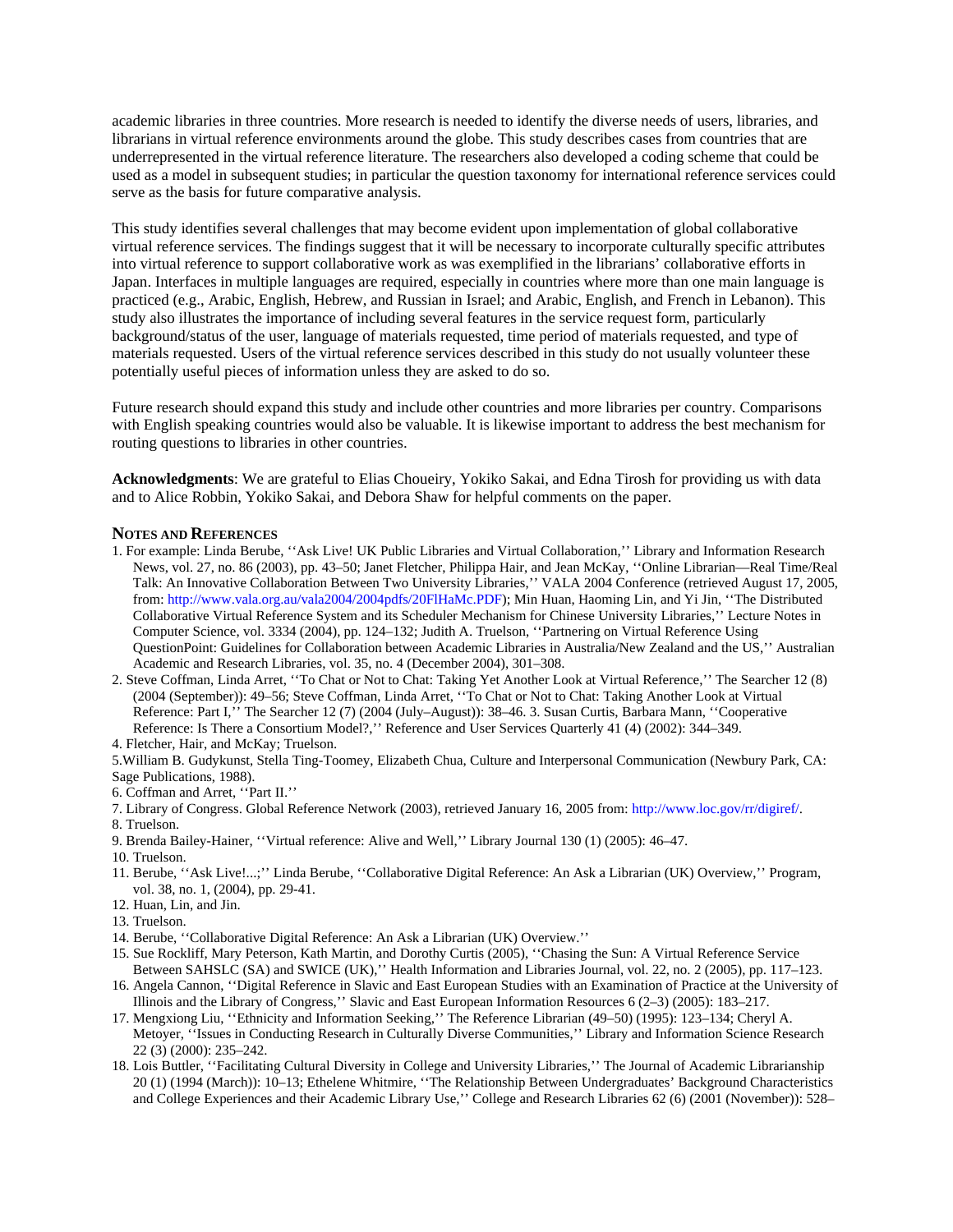academic libraries in three countries. More research is needed to identify the diverse needs of users, libraries, and librarians in virtual reference environments around the globe. This study describes cases from countries that are underrepresented in the virtual reference literature. The researchers also developed a coding scheme that could be used as a model in subsequent studies; in particular the question taxonomy for international reference services could serve as the basis for future comparative analysis.

This study identifies several challenges that may become evident upon implementation of global collaborative virtual reference services. The findings suggest that it will be necessary to incorporate culturally specific attributes into virtual reference to support collaborative work as was exemplified in the librarians' collaborative efforts in Japan. Interfaces in multiple languages are required, especially in countries where more than one main language is practiced (e.g., Arabic, English, Hebrew, and Russian in Israel; and Arabic, English, and French in Lebanon). This study also illustrates the importance of including several features in the service request form, particularly background/status of the user, language of materials requested, time period of materials requested, and type of materials requested. Users of the virtual reference services described in this study do not usually volunteer these potentially useful pieces of information unless they are asked to do so.

Future research should expand this study and include other countries and more libraries per country. Comparisons with English speaking countries would also be valuable. It is likewise important to address the best mechanism for routing questions to libraries in other countries.

**Acknowledgments**: We are grateful to Elias Choueiry, Yokiko Sakai, and Edna Tirosh for providing us with data and to Alice Robbin, Yokiko Sakai, and Debora Shaw for helpful comments on the paper.

### Notes and References

1. For example: Linda Berube, ''Ask Live! UK Public Libraries and Virtual Collaboration,'' Library and Information Research News, vol. 27, no. 86 (2003), pp. 43–50; Janet Fletcher, Philippa Hair, and Jean McKay, ''Online Librarian—Real Time/Real Talk: An Innovative Collaboration Between Two University Libraries,'' VALA 2004 Conference (retrieved August 17, 2005, from: http://www.vala.org.au/vala2004/2004pdfs/20FlHaMc.PDF); Min Huan, Haoming Lin, and Yi Jin, ''The Distributed Collaborative Virtual Reference System and its Scheduler Mechanism for Chinese University Libraries,'' Lecture Notes in Computer Science, vol. 3334 (2004), pp. 124–132; Judith A. Truelson, ''Partnering on Virtual Reference Using QuestionPoint: Guidelines for Collaboration between Academic Libraries in Australia/New Zealand and the US,'' Australian Academic and Research Libraries, vol. 35, no. 4 (December 2004), 301–308.
2. Steve Coffman, Linda Arret, ''To Chat or Not to Chat: Taking Yet Another Look at Virtual Reference,'' The Searcher 12 (8) (2004 (September)): 49–56; Steve Coffman, Linda Arret, ''To Chat or Not to Chat: Taking Another Look at Virtual Reference: Part I,'' The Searcher 12 (7) (2004 (July–August)): 38–46. 3. Susan Curtis, Barbara Mann, ''Cooperative Reference: Is There a Consortium Model?,'' Reference and User Services Quarterly 41 (4) (2002): 344–349.
4. Fletcher, Hair, and McKay; Truelson.
5. William B. Gudykunst, Stella Ting-Toomey, Elizabeth Chua, Culture and Interpersonal Communication (Newbury Park, CA: Sage Publications, 1988).
6. Coffman and Arret, ''Part II.''
7. Library of Congress. Global Reference Network (2003), retrieved January 16, 2005 from: http://www.loc.gov/rr/digiref/.
8. Truelson.
9. Brenda Bailey-Hainer, ''Virtual reference: Alive and Well,'' Library Journal 130 (1) (2005): 46–47.
10. Truelson.
11. Berube, ''Ask Live!...;'' Linda Berube, ''Collaborative Digital Reference: An Ask a Librarian (UK) Overview,'' Program, vol. 38, no. 1, (2004), pp. 29-41.
12. Huan, Lin, and Jin.
13. Truelson.
14. Berube, ''Collaborative Digital Reference: An Ask a Librarian (UK) Overview.''
15. Sue Rockliff, Mary Peterson, Kath Martin, and Dorothy Curtis (2005), ''Chasing the Sun: A Virtual Reference Service Between SAHSLC (SA) and SWICE (UK),'' Health Information and Libraries Journal, vol. 22, no. 2 (2005), pp. 117–123.
16. Angela Cannon, ''Digital Reference in Slavic and East European Studies with an Examination of Practice at the University of Illinois and the Library of Congress,'' Slavic and East European Information Resources 6 (2–3) (2005): 183–217.
17. Mengxiong Liu, ''Ethnicity and Information Seeking,'' The Reference Librarian (49–50) (1995): 123–134; Cheryl A. Metoyer, ''Issues in Conducting Research in Culturally Diverse Communities,'' Library and Information Science Research 22 (3) (2000): 235–242.
18. Lois Buttler, ''Facilitating Cultural Diversity in College and University Libraries,'' The Journal of Academic Librarianship 20 (1) (1994 (March)): 10–13; Ethelene Whitmire, ''The Relationship Between Undergraduates' Background Characteristics and College Experiences and their Academic Library Use,'' College and Research Libraries 62 (6) (2001 (November)): 528–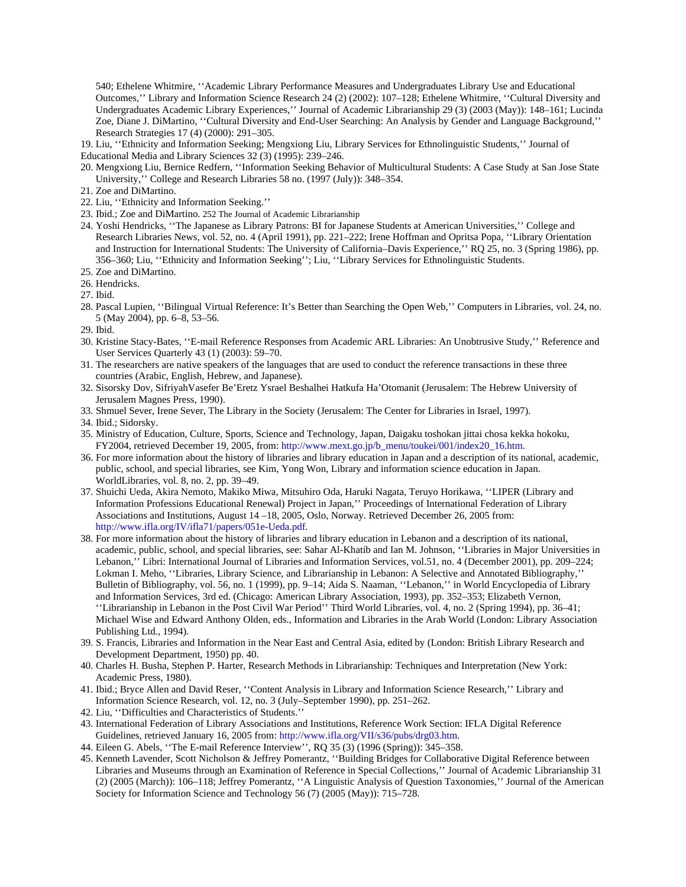540; Ethelene Whitmire, ''Academic Library Performance Measures and Undergraduates Library Use and Educational Outcomes,'' Library and Information Science Research 24 (2) (2002): 107–128; Ethelene Whitmire, ''Cultural Diversity and Undergraduates Academic Library Experiences,'' Journal of Academic Librarianship 29 (3) (2003 (May)): 148–161; Lucinda Zoe, Diane J. DiMartino, ''Cultural Diversity and End-User Searching: An Analysis by Gender and Language Background,'' Research Strategies 17 (4) (2000): 291–305.

19. Liu, ''Ethnicity and Information Seeking; Mengxiong Liu, Library Services for Ethnolinguistic Students,'' Journal of Educational Media and Library Sciences 32 (3) (1995): 239–246.
20. Mengxiong Liu, Bernice Redfern, ''Information Seeking Behavior of Multicultural Students: A Case Study at San Jose State University,'' College and Research Libraries 58 no. (1997 (July)): 348–354.
21. Zoe and DiMartino.
22. Liu, ''Ethnicity and Information Seeking.''
23. Ibid.; Zoe and DiMartino.
24. Yoshi Hendricks, ''The Japanese as Library Patrons: BI for Japanese Students at American Universities,'' College and Research Libraries News, vol. 52, no. 4 (April 1991), pp. 221–222; Irene Hoffman and Opritsa Popa, ''Library Orientation and Instruction for International Students: The University of California–Davis Experience,'' RQ 25, no. 3 (Spring 1986), pp. 356–360; Liu, ''Ethnicity and Information Seeking''; Liu, ''Library Services for Ethnolinguistic Students.
25. Zoe and DiMartino.
26. Hendricks.
27. Ibid.
28. Pascal Lupien, ''Bilingual Virtual Reference: It's Better than Searching the Open Web,'' Computers in Libraries, vol. 24, no. 5 (May 2004), pp. 6–8, 53–56.
29. Ibid.
30. Kristine Stacy-Bates, ''E-mail Reference Responses from Academic ARL Libraries: An Unobtrusive Study,'' Reference and User Services Quarterly 43 (1) (2003): 59–70.
31. The researchers are native speakers of the languages that are used to conduct the reference transactions in these three countries (Arabic, English, Hebrew, and Japanese).
32. Sisorsky Dov, SifriyahVasefer Be'Eretz Ysrael Beshalhei Hatkufa Ha'Otomanit (Jerusalem: The Hebrew University of Jerusalem Magnes Press, 1990).
33. Shmuel Sever, Irene Sever, The Library in the Society (Jerusalem: The Center for Libraries in Israel, 1997).
34. Ibid.; Sidorsky.
35. Ministry of Education, Culture, Sports, Science and Technology, Japan, Daigaku toshokan jittai chosa kekka hokoku, FY2004, retrieved December 19, 2005, from: http://www.mext.go.jp/b_menu/toukei/001/index20_16.htm.
36. For more information about the history of libraries and library education in Japan and a description of its national, academic, public, school, and special libraries, see Kim, Yong Won, Library and information science education in Japan. WorldLibraries, vol. 8, no. 2, pp. 39–49.
37. Shuichi Ueda, Akira Nemoto, Makiko Miwa, Mitsuhiro Oda, Haruki Nagata, Teruyo Horikawa, ''LIPER (Library and Information Professions Educational Renewal) Project in Japan,'' Proceedings of International Federation of Library Associations and Institutions, August 14 –18, 2005, Oslo, Norway. Retrieved December 26, 2005 from: http://www.ifla.org/IV/ifla71/papers/051e-Ueda.pdf.
38. For more information about the history of libraries and library education in Lebanon and a description of its national, academic, public, school, and special libraries, see: Sahar Al-Khatib and Ian M. Johnson, ''Libraries in Major Universities in Lebanon,'' Libri: International Journal of Libraries and Information Services, vol.51, no. 4 (December 2001), pp. 209–224; Lokman I. Meho, ''Libraries, Library Science, and Librarianship in Lebanon: A Selective and Annotated Bibliography,'' Bulletin of Bibliography, vol. 56, no. 1 (1999), pp. 9–14; Aida S. Naaman, ''Lebanon,'' in World Encyclopedia of Library and Information Services, 3rd ed. (Chicago: American Library Association, 1993), pp. 352–353; Elizabeth Vernon, ''Librarianship in Lebanon in the Post Civil War Period'' Third World Libraries, vol. 4, no. 2 (Spring 1994), pp. 36–41; Michael Wise and Edward Anthony Olden, eds., Information and Libraries in the Arab World (London: Library Association Publishing Ltd., 1994).
39. S. Francis, Libraries and Information in the Near East and Central Asia, edited by (London: British Library Research and Development Department, 1950) pp. 40.
40. Charles H. Busha, Stephen P. Harter, Research Methods in Librarianship: Techniques and Interpretation (New York: Academic Press, 1980).
41. Ibid.; Bryce Allen and David Reser, ''Content Analysis in Library and Information Science Research,'' Library and Information Science Research, vol. 12, no. 3 (July–September 1990), pp. 251–262.
42. Liu, ''Difficulties and Characteristics of Students.''
43. International Federation of Library Associations and Institutions, Reference Work Section: IFLA Digital Reference Guidelines, retrieved January 16, 2005 from: http://www.ifla.org/VII/s36/pubs/drg03.htm.
44. Eileen G. Abels, ''The E-mail Reference Interview'', RQ 35 (3) (1996 (Spring)): 345–358.
45. Kenneth Lavender, Scott Nicholson & Jeffrey Pomerantz, ''Building Bridges for Collaborative Digital Reference between Libraries and Museums through an Examination of Reference in Special Collections,'' Journal of Academic Librarianship 31 (2) (2005 (March)): 106–118; Jeffrey Pomerantz, ''A Linguistic Analysis of Question Taxonomies,'' Journal of the American Society for Information Science and Technology 56 (7) (2005 (May)): 715–728.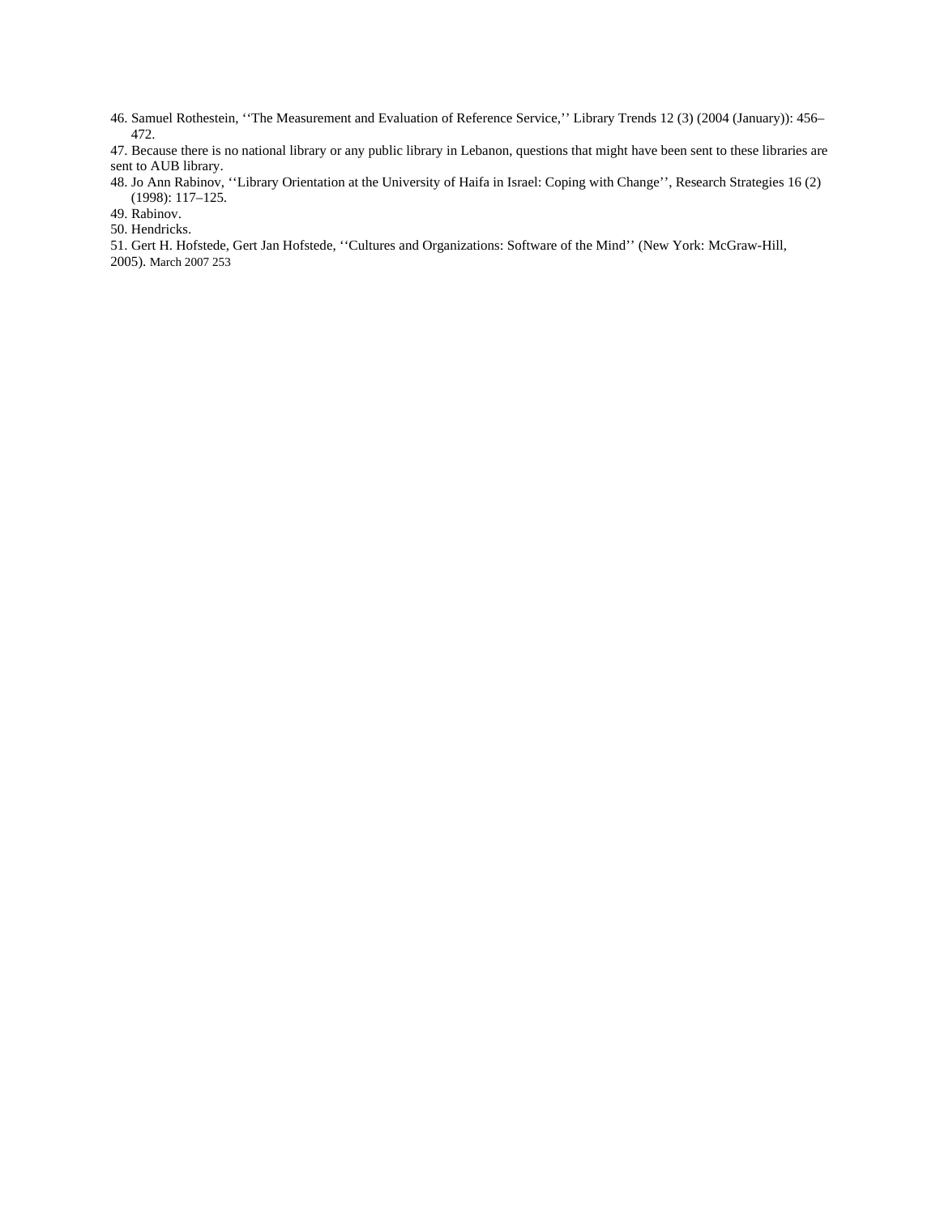46. Samuel Rothestein, ''The Measurement and Evaluation of Reference Service,'' Library Trends 12 (3) (2004 (January)): 456–472.

47. Because there is no national library or any public library in Lebanon, questions that might have been sent to these libraries are sent to AUB library.

48. Jo Ann Rabinov, ''Library Orientation at the University of Haifa in Israel: Coping with Change'', Research Strategies 16 (2) (1998): 117–125.

49. Rabinov.

50. Hendricks.

51. Gert H. Hofstede, Gert Jan Hofstede, ''Cultures and Organizations: Software of the Mind'' (New York: McGraw-Hill, 2005).